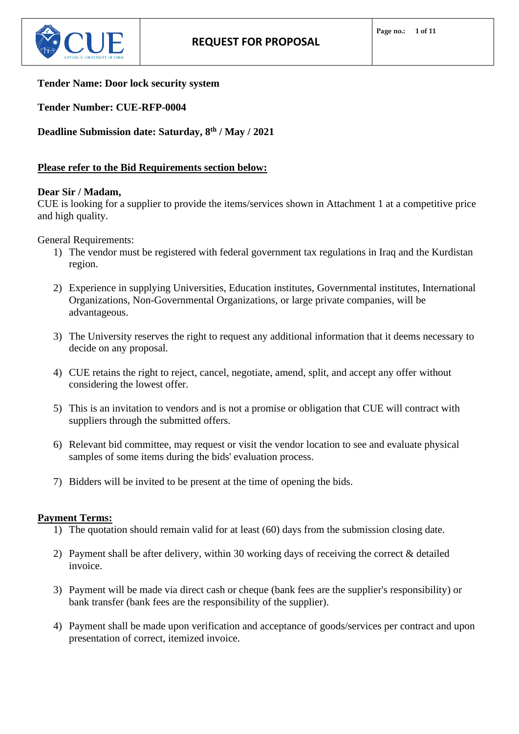# REQUEST FOR PROPOSAL

**Tender Name: Door lock security system**

**Tender Number: CUE-RFP-0004**

**Deadline Submission date: Saturday, 8th / May / 2021**

**<u>Please refer to the Bid Requirements section below:</u>**

**Dear Sir / Madam,**
CUE is looking for a supplier to provide the items/services shown in Attachment 1 at a competitive price and high quality.

General Requirements:

1) The vendor must be registered with federal government tax regulations in Iraq and the Kurdistan region.

2) Experience in supplying Universities, Education institutes, Governmental institutes, International Organizations, Non-Governmental Organizations, or large private companies, will be advantageous.

3) The University reserves the right to request any additional information that it deems necessary to decide on any proposal.

4) CUE retains the right to reject, cancel, negotiate, amend, split, and accept any offer without considering the lowest offer.

5) This is an invitation to vendors and is not a promise or obligation that CUE will contract with suppliers through the submitted offers.

6) Relevant bid committee, may request or visit the vendor location to see and evaluate physical samples of some items during the bids' evaluation process.

7) Bidders will be invited to be present at the time of opening the bids.

**<u>Payment Terms:</u>**

1) The quotation should remain valid for at least (60) days from the submission closing date.

2) Payment shall be after delivery, within 30 working days of receiving the correct & detailed invoice.

3) Payment will be made via direct cash or cheque (bank fees are the supplier's responsibility) or bank transfer (bank fees are the responsibility of the supplier).

4) Payment shall be made upon verification and acceptance of goods/services per contract and upon presentation of correct, itemized invoice.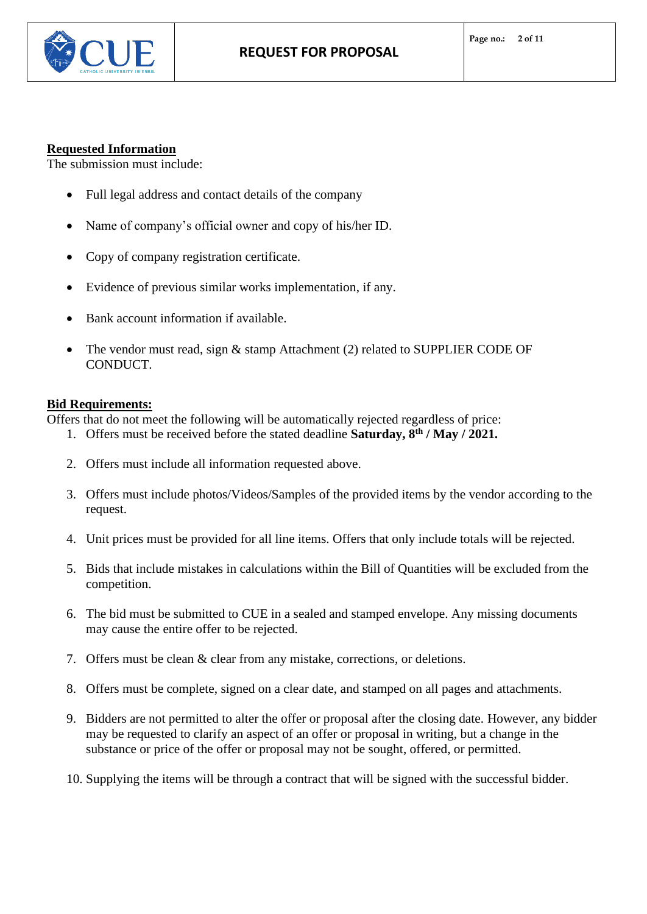**Requested Information**

The submission must include:

- Full legal address and contact details of the company
- Name of company's official owner and copy of his/her ID.
- Copy of company registration certificate.
- Evidence of previous similar works implementation, if any.
- Bank account information if available.
- The vendor must read, sign & stamp Attachment (2) related to SUPPLIER CODE OF CONDUCT.

**Bid Requirements:**

Offers that do not meet the following will be automatically rejected regardless of price:

1. Offers must be received before the stated deadline **Saturday, 8th / May / 2021.**
2. Offers must include all information requested above.
3. Offers must include photos/Videos/Samples of the provided items by the vendor according to the request.
4. Unit prices must be provided for all line items. Offers that only include totals will be rejected.
5. Bids that include mistakes in calculations within the Bill of Quantities will be excluded from the competition.
6. The bid must be submitted to CUE in a sealed and stamped envelope. Any missing documents may cause the entire offer to be rejected.
7. Offers must be clean & clear from any mistake, corrections, or deletions.
8. Offers must be complete, signed on a clear date, and stamped on all pages and attachments.
9. Bidders are not permitted to alter the offer or proposal after the closing date. However, any bidder may be requested to clarify an aspect of an offer or proposal in writing, but a change in the substance or price of the offer or proposal may not be sought, offered, or permitted.
10. Supplying the items will be through a contract that will be signed with the successful bidder.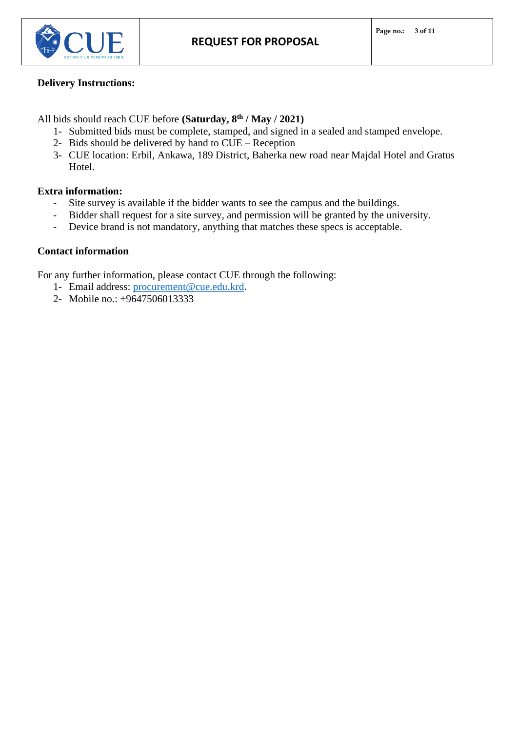**Delivery Instructions:**

All bids should reach CUE before **(Saturday, 8th / May / 2021)**

1- Submitted bids must be complete, stamped, and signed in a sealed and stamped envelope.
2- Bids should be delivered by hand to CUE – Reception
3- CUE location: Erbil, Ankawa, 189 District, Baherka new road near Majdal Hotel and Gratus Hotel.

**Extra information:**

- Site survey is available if the bidder wants to see the campus and the buildings.
- Bidder shall request for a site survey, and permission will be granted by the university.
- Device brand is not mandatory, anything that matches these specs is acceptable.

**Contact information**

For any further information, please contact CUE through the following:

1- Email address: procurement@cue.edu.krd.
2- Mobile no.: +9647506013333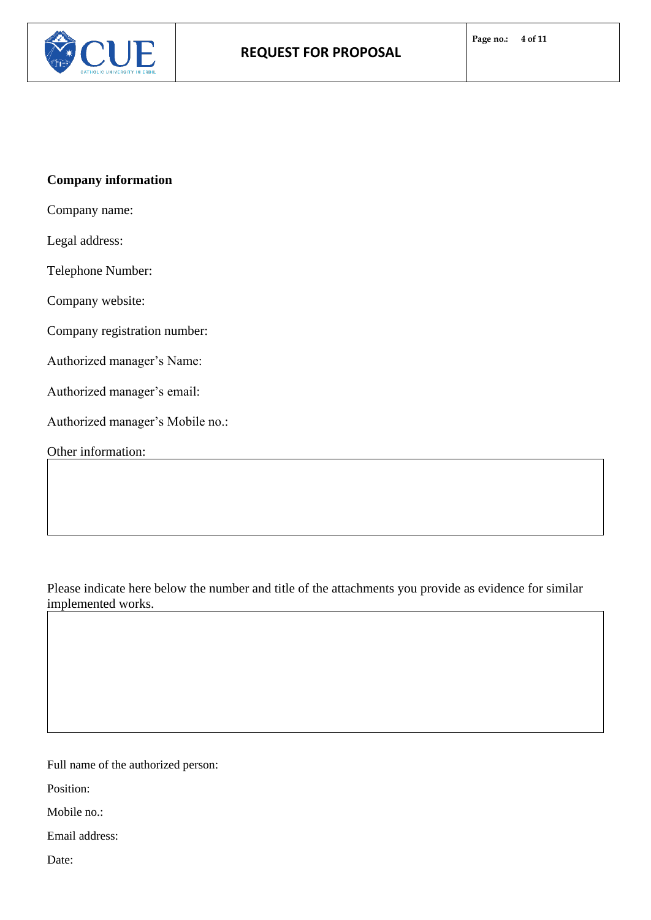**Company information**

Company name:

Legal address:

Telephone Number:

Company website:

Company registration number:

Authorized manager's Name:

Authorized manager's email:

Authorized manager's Mobile no.:

Other information:

| |
|---|
| |

Please indicate here below the number and title of the attachments you provide as evidence for similar implemented works.

| |
|---|
| |

Full name of the authorized person:

Position:

Mobile no.:

Email address:

Date: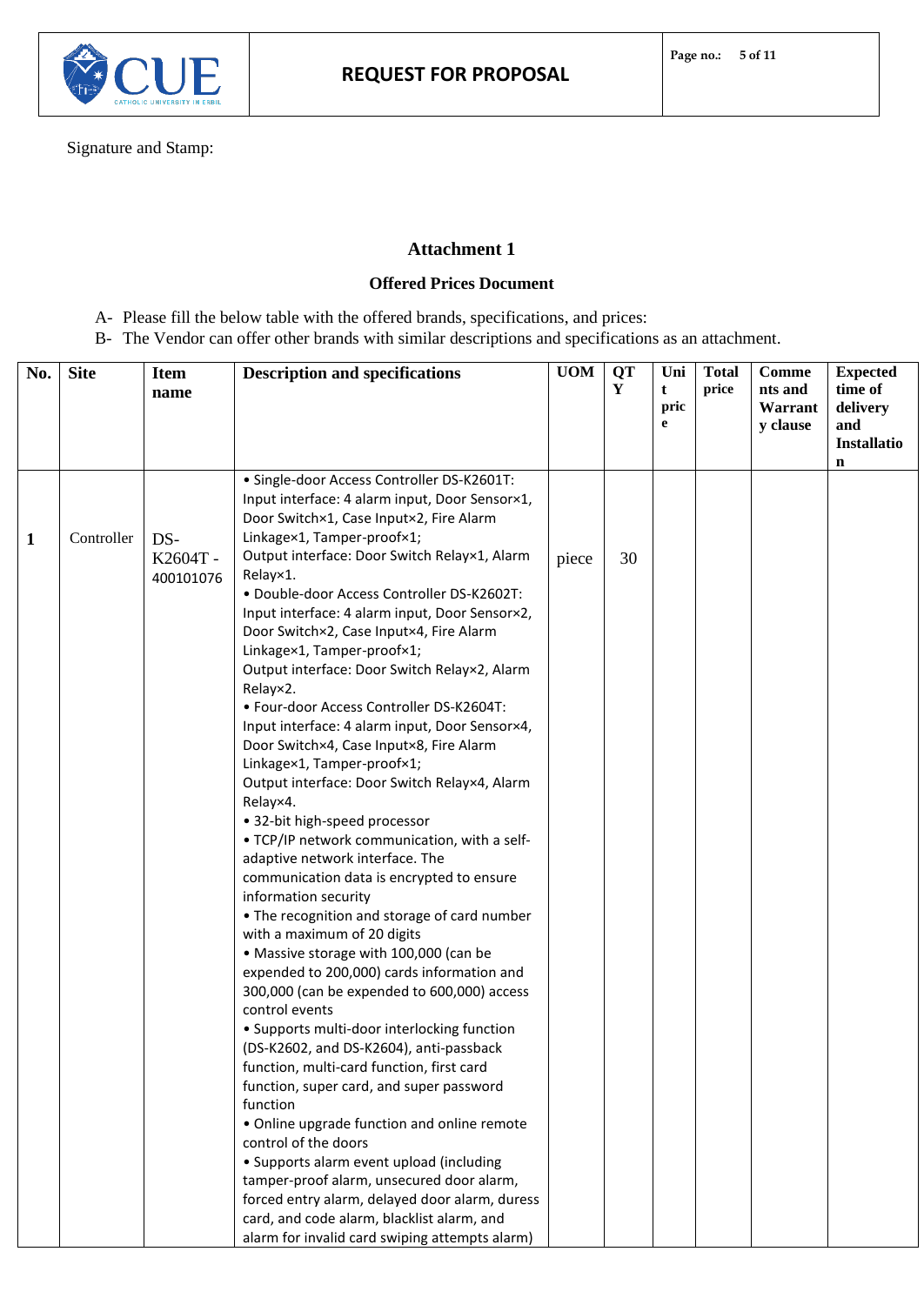Signature and Stamp:

## Attachment 1

### Offered Prices Document

A- Please fill the below table with the offered brands, specifications, and prices:
B- The Vendor can offer other brands with similar descriptions and specifications as an attachment.

| No. | Site | Item name | Description and specifications | UOM | QTY | Unit price | Total price | Comments and Warranty clause | Expected time of delivery and Installation |
|---|---|---|---|---|---|---|---|---|---|
| 1 | Controller | DS-K2604T - 400101076 | • Single-door Access Controller DS-K2601T: Input interface: 4 alarm input, Door Sensor×1, Door Switch×1, Case Input×2, Fire Alarm Linkage×1, Tamper-proof×1; Output interface: Door Switch Relay×1, Alarm Relay×1. • Double-door Access Controller DS-K2602T: Input interface: 4 alarm input, Door Sensor×2, Door Switch×2, Case Input×4, Fire Alarm Linkage×1, Tamper-proof×1; Output interface: Door Switch Relay×2, Alarm Relay×2. • Four-door Access Controller DS-K2604T: Input interface: 4 alarm input, Door Sensor×4, Door Switch×4, Case Input×8, Fire Alarm Linkage×1, Tamper-proof×1; Output interface: Door Switch Relay×4, Alarm Relay×4. • 32-bit high-speed processor • TCP/IP network communication, with a self-adaptive network interface. The communication data is encrypted to ensure information security • The recognition and storage of card number with a maximum of 20 digits • Massive storage with 100,000 (can be expended to 200,000) cards information and 300,000 (can be expended to 600,000) access control events • Supports multi-door interlocking function (DS-K2602, and DS-K2604), anti-passback function, multi-card function, first card function, super card, and super password function • Online upgrade function and online remote control of the doors • Supports alarm event upload (including tamper-proof alarm, unsecured door alarm, forced entry alarm, delayed door alarm, duress card, and code alarm, blacklist alarm, and alarm for invalid card swiping attempts alarm) | piece | 30 | | | | |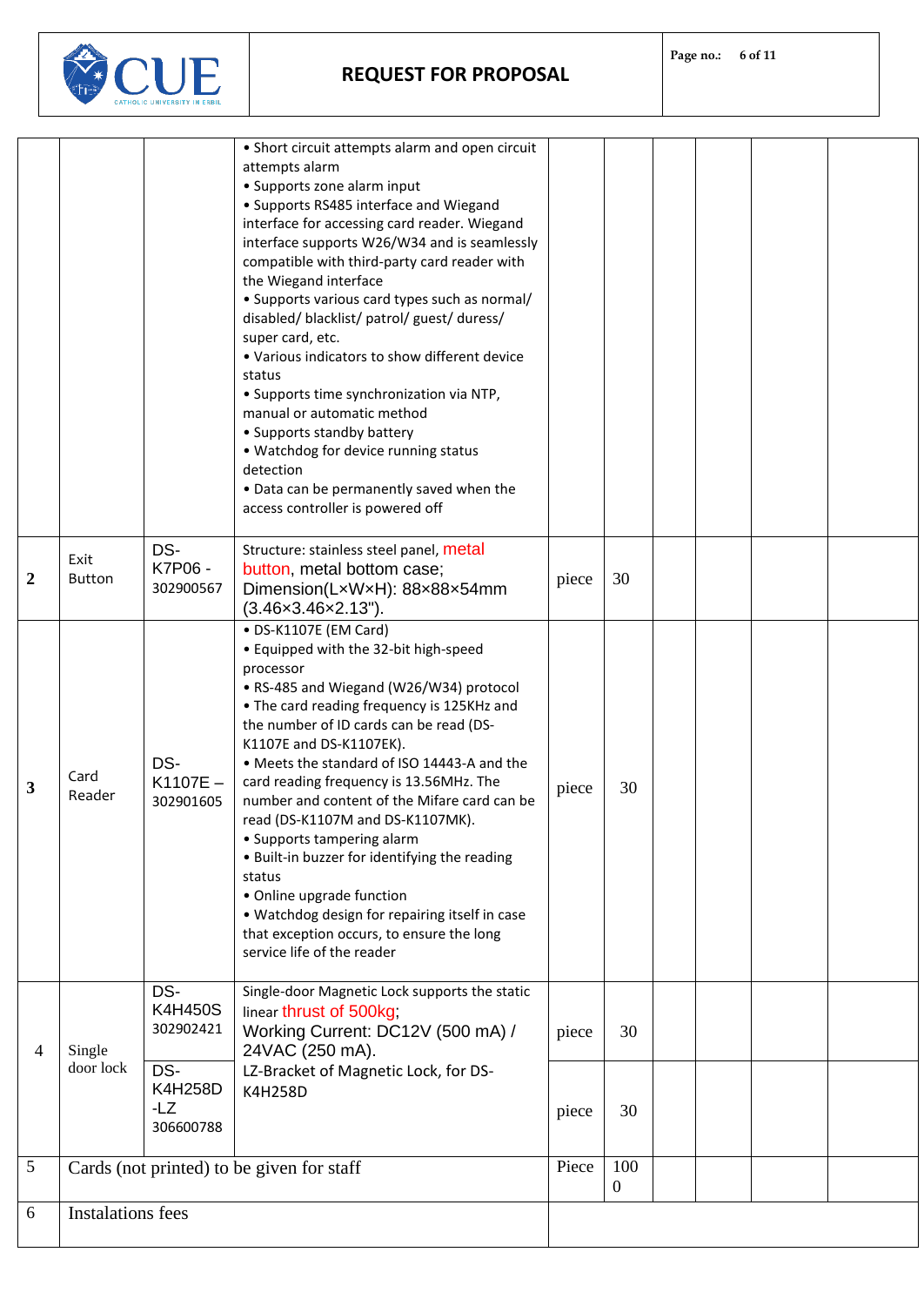| | | | | | | | | | |
|---|---|---|---|---|---|---|---|---|---|
| | | | • Short circuit attempts alarm and open circuit attempts alarm<br>• Supports zone alarm input<br>• Supports RS485 interface and Wiegand interface for accessing card reader. Wiegand interface supports W26/W34 and is seamlessly compatible with third-party card reader with the Wiegand interface<br>• Supports various card types such as normal/ disabled/ blacklist/ patrol/ guest/ duress/ super card, etc.<br>• Various indicators to show different device status<br>• Supports time synchronization via NTP, manual or automatic method<br>• Supports standby battery<br>• Watchdog for device running status detection<br>• Data can be permanently saved when the access controller is powered off | | | | | | |
| **2** | Exit Button | DS-K7P06 - 302900567 | Structure: stainless steel panel, metal button, metal bottom case; Dimension(L×W×H): 88×88×54mm (3.46×3.46×2.13"). | piece | 30 | | | | |
| **3** | Card Reader | DS-K1107E – 302901605 | • DS-K1107E (EM Card)<br>• Equipped with the 32-bit high-speed processor<br>• RS-485 and Wiegand (W26/W34) protocol<br>• The card reading frequency is 125KHz and the number of ID cards can be read (DS-K1107E and DS-K1107EK).<br>• Meets the standard of ISO 14443-A and the card reading frequency is 13.56MHz. The number and content of the Mifare card can be read (DS-K1107M and DS-K1107MK).<br>• Supports tampering alarm<br>• Built-in buzzer for identifying the reading status<br>• Online upgrade function<br>• Watchdog design for repairing itself in case that exception occurs, to ensure the long service life of the reader | piece | 30 | | | | |
| 4 | Single door lock | DS-K4H450S 302902421 | Single-door Magnetic Lock supports the static linear thrust of 500kg; Working Current: DC12V (500 mA) / 24VAC (250 mA). | piece | 30 | | | | |
| | | DS-K4H258D-LZ 306600788 | LZ-Bracket of Magnetic Lock, for DS-K4H258D | piece | 30 | | | | |
| 5 | Cards (not printed) to be given for staff | | | Piece | 1000 | | | | |
| 6 | Instalations fees | | | | | | | | |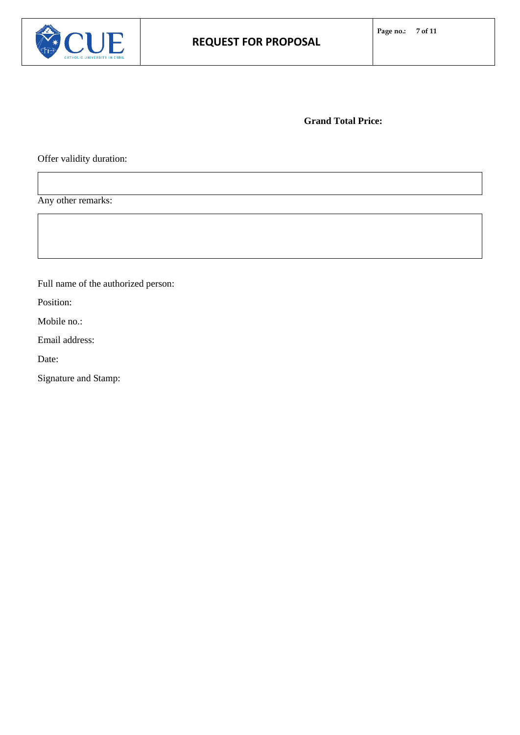**Grand Total Price:**

Offer validity duration:

|  |
|---|
|  |

Any other remarks:

|  |
|---|
|  |

Full name of the authorized person:

Position:

Mobile no.:

Email address:

Date:

Signature and Stamp: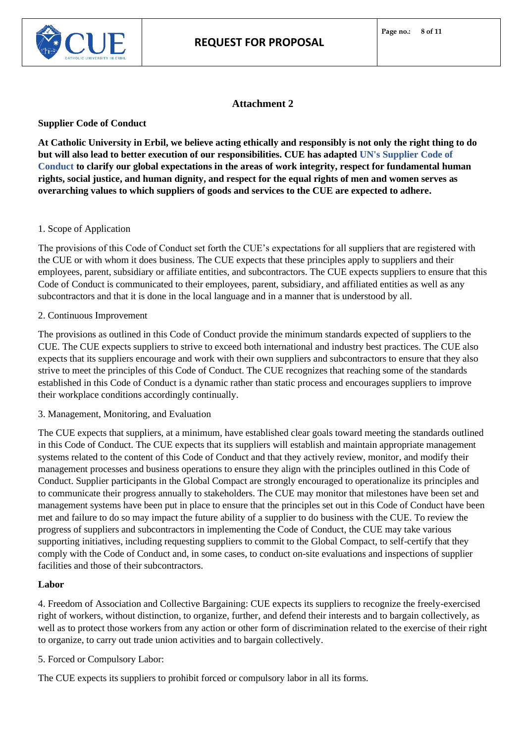## Attachment 2

**Supplier Code of Conduct**

**At Catholic University in Erbil, we believe acting ethically and responsibly is not only the right thing to do but will also lead to better execution of our responsibilities. CUE has adapted UN's Supplier Code of Conduct to clarify our global expectations in the areas of work integrity, respect for fundamental human rights, social justice, and human dignity, and respect for the equal rights of men and women serves as overarching values to which suppliers of goods and services to the CUE are expected to adhere.**

1. Scope of Application

The provisions of this Code of Conduct set forth the CUE's expectations for all suppliers that are registered with the CUE or with whom it does business. The CUE expects that these principles apply to suppliers and their employees, parent, subsidiary or affiliate entities, and subcontractors. The CUE expects suppliers to ensure that this Code of Conduct is communicated to their employees, parent, subsidiary, and affiliated entities as well as any subcontractors and that it is done in the local language and in a manner that is understood by all.

2. Continuous Improvement

The provisions as outlined in this Code of Conduct provide the minimum standards expected of suppliers to the CUE. The CUE expects suppliers to strive to exceed both international and industry best practices. The CUE also expects that its suppliers encourage and work with their own suppliers and subcontractors to ensure that they also strive to meet the principles of this Code of Conduct. The CUE recognizes that reaching some of the standards established in this Code of Conduct is a dynamic rather than static process and encourages suppliers to improve their workplace conditions accordingly continually.

3. Management, Monitoring, and Evaluation

The CUE expects that suppliers, at a minimum, have established clear goals toward meeting the standards outlined in this Code of Conduct. The CUE expects that its suppliers will establish and maintain appropriate management systems related to the content of this Code of Conduct and that they actively review, monitor, and modify their management processes and business operations to ensure they align with the principles outlined in this Code of Conduct. Supplier participants in the Global Compact are strongly encouraged to operationalize its principles and to communicate their progress annually to stakeholders. The CUE may monitor that milestones have been set and management systems have been put in place to ensure that the principles set out in this Code of Conduct have been met and failure to do so may impact the future ability of a supplier to do business with the CUE. To review the progress of suppliers and subcontractors in implementing the Code of Conduct, the CUE may take various supporting initiatives, including requesting suppliers to commit to the Global Compact, to self-certify that they comply with the Code of Conduct and, in some cases, to conduct on-site evaluations and inspections of supplier facilities and those of their subcontractors.

**Labor**

4. Freedom of Association and Collective Bargaining: CUE expects its suppliers to recognize the freely-exercised right of workers, without distinction, to organize, further, and defend their interests and to bargain collectively, as well as to protect those workers from any action or other form of discrimination related to the exercise of their right to organize, to carry out trade union activities and to bargain collectively.

5. Forced or Compulsory Labor:

The CUE expects its suppliers to prohibit forced or compulsory labor in all its forms.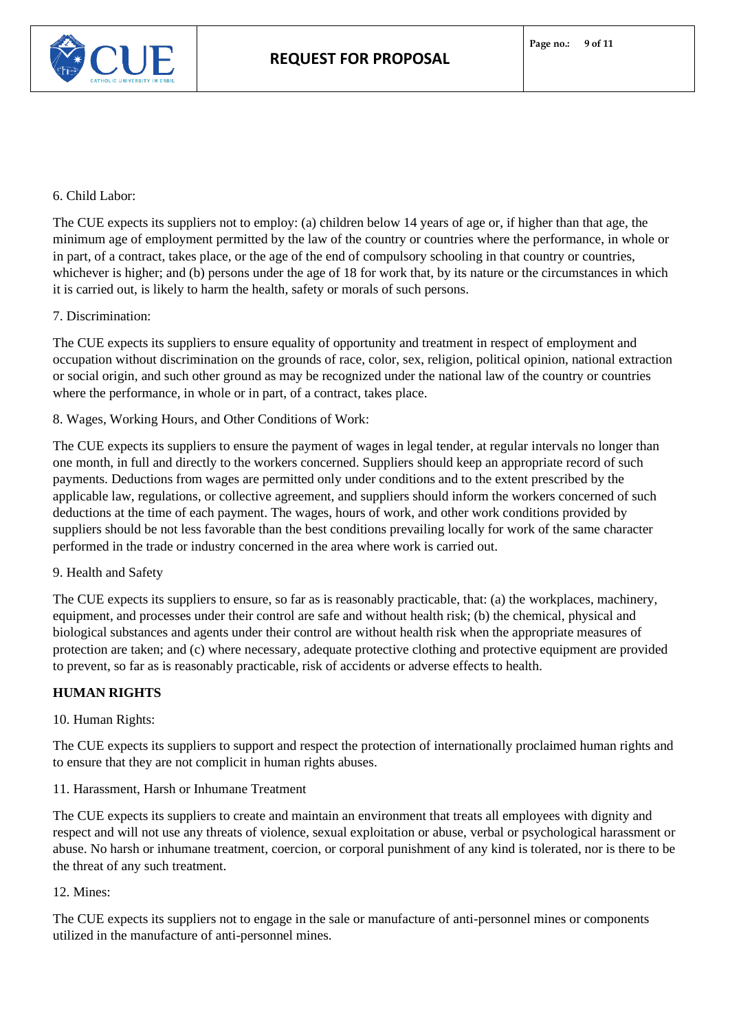6. Child Labor:

The CUE expects its suppliers not to employ: (a) children below 14 years of age or, if higher than that age, the minimum age of employment permitted by the law of the country or countries where the performance, in whole or in part, of a contract, takes place, or the age of the end of compulsory schooling in that country or countries, whichever is higher; and (b) persons under the age of 18 for work that, by its nature or the circumstances in which it is carried out, is likely to harm the health, safety or morals of such persons.

7. Discrimination:

The CUE expects its suppliers to ensure equality of opportunity and treatment in respect of employment and occupation without discrimination on the grounds of race, color, sex, religion, political opinion, national extraction or social origin, and such other ground as may be recognized under the national law of the country or countries where the performance, in whole or in part, of a contract, takes place.

8. Wages, Working Hours, and Other Conditions of Work:

The CUE expects its suppliers to ensure the payment of wages in legal tender, at regular intervals no longer than one month, in full and directly to the workers concerned. Suppliers should keep an appropriate record of such payments. Deductions from wages are permitted only under conditions and to the extent prescribed by the applicable law, regulations, or collective agreement, and suppliers should inform the workers concerned of such deductions at the time of each payment. The wages, hours of work, and other work conditions provided by suppliers should be not less favorable than the best conditions prevailing locally for work of the same character performed in the trade or industry concerned in the area where work is carried out.

9. Health and Safety

The CUE expects its suppliers to ensure, so far as is reasonably practicable, that: (a) the workplaces, machinery, equipment, and processes under their control are safe and without health risk; (b) the chemical, physical and biological substances and agents under their control are without health risk when the appropriate measures of protection are taken; and (c) where necessary, adequate protective clothing and protective equipment are provided to prevent, so far as is reasonably practicable, risk of accidents or adverse effects to health.

**HUMAN RIGHTS**

10. Human Rights:

The CUE expects its suppliers to support and respect the protection of internationally proclaimed human rights and to ensure that they are not complicit in human rights abuses.

11. Harassment, Harsh or Inhumane Treatment

The CUE expects its suppliers to create and maintain an environment that treats all employees with dignity and respect and will not use any threats of violence, sexual exploitation or abuse, verbal or psychological harassment or abuse. No harsh or inhumane treatment, coercion, or corporal punishment of any kind is tolerated, nor is there to be the threat of any such treatment.

12. Mines:

The CUE expects its suppliers not to engage in the sale or manufacture of anti-personnel mines or components utilized in the manufacture of anti-personnel mines.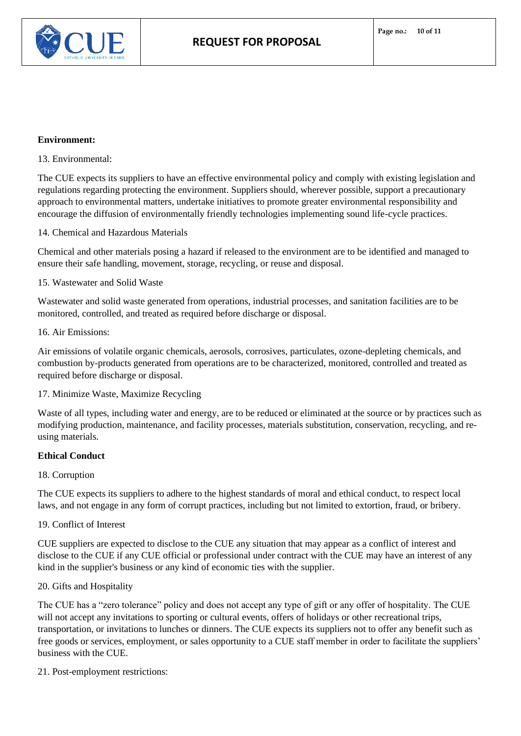**Environment:**

13. Environmental:

The CUE expects its suppliers to have an effective environmental policy and comply with existing legislation and regulations regarding protecting the environment. Suppliers should, wherever possible, support a precautionary approach to environmental matters, undertake initiatives to promote greater environmental responsibility and encourage the diffusion of environmentally friendly technologies implementing sound life-cycle practices.

14. Chemical and Hazardous Materials

Chemical and other materials posing a hazard if released to the environment are to be identified and managed to ensure their safe handling, movement, storage, recycling, or reuse and disposal.

15. Wastewater and Solid Waste

Wastewater and solid waste generated from operations, industrial processes, and sanitation facilities are to be monitored, controlled, and treated as required before discharge or disposal.

16. Air Emissions:

Air emissions of volatile organic chemicals, aerosols, corrosives, particulates, ozone-depleting chemicals, and combustion by-products generated from operations are to be characterized, monitored, controlled and treated as required before discharge or disposal.

17. Minimize Waste, Maximize Recycling

Waste of all types, including water and energy, are to be reduced or eliminated at the source or by practices such as modifying production, maintenance, and facility processes, materials substitution, conservation, recycling, and re-using materials.

**Ethical Conduct**

18. Corruption

The CUE expects its suppliers to adhere to the highest standards of moral and ethical conduct, to respect local laws, and not engage in any form of corrupt practices, including but not limited to extortion, fraud, or bribery.

19. Conflict of Interest

CUE suppliers are expected to disclose to the CUE any situation that may appear as a conflict of interest and disclose to the CUE if any CUE official or professional under contract with the CUE may have an interest of any kind in the supplier's business or any kind of economic ties with the supplier.

20. Gifts and Hospitality

The CUE has a "zero tolerance" policy and does not accept any type of gift or any offer of hospitality. The CUE will not accept any invitations to sporting or cultural events, offers of holidays or other recreational trips, transportation, or invitations to lunches or dinners. The CUE expects its suppliers not to offer any benefit such as free goods or services, employment, or sales opportunity to a CUE staff member in order to facilitate the suppliers' business with the CUE.

21. Post-employment restrictions: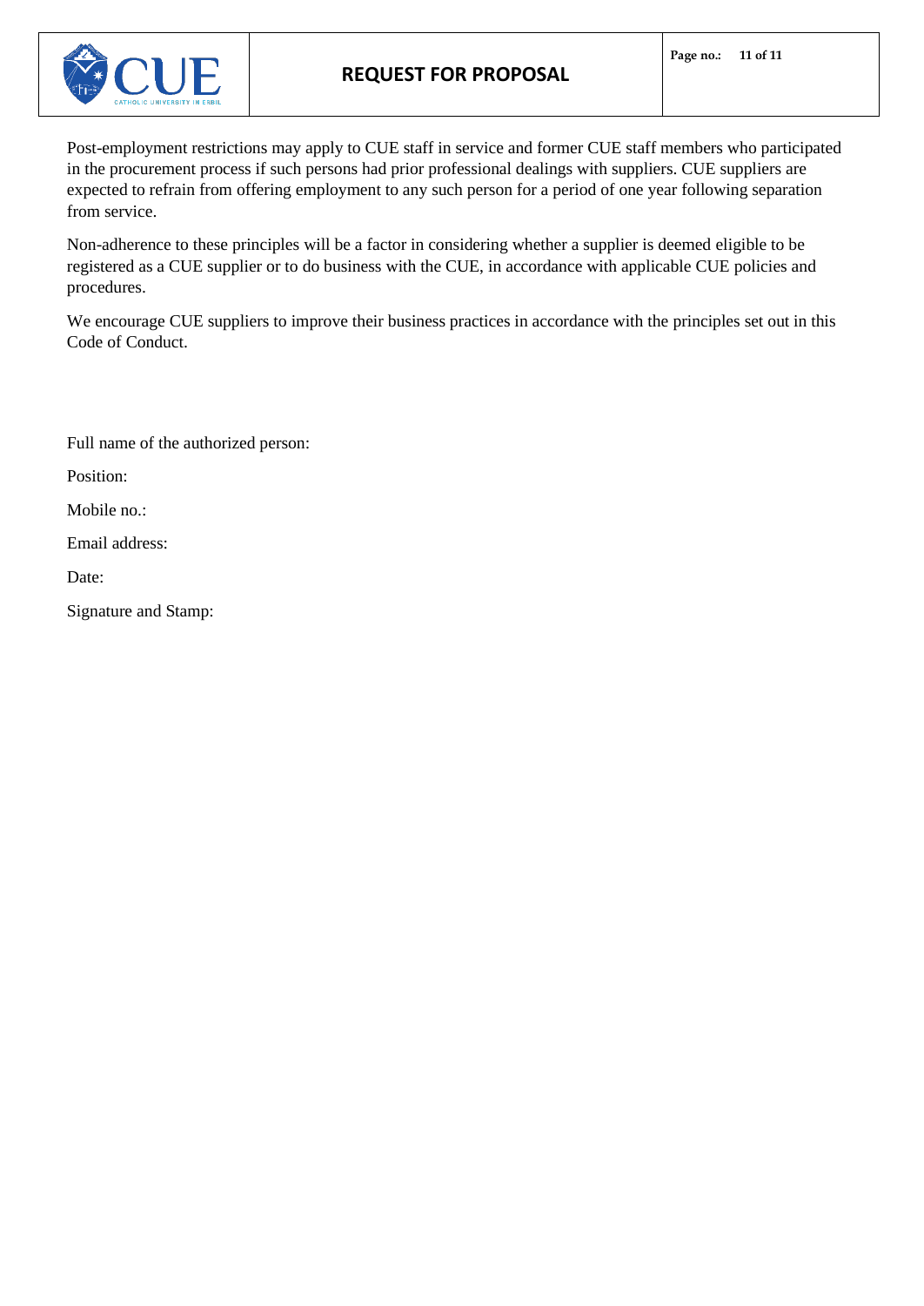Post-employment restrictions may apply to CUE staff in service and former CUE staff members who participated in the procurement process if such persons had prior professional dealings with suppliers. CUE suppliers are expected to refrain from offering employment to any such person for a period of one year following separation from service.

Non-adherence to these principles will be a factor in considering whether a supplier is deemed eligible to be registered as a CUE supplier or to do business with the CUE, in accordance with applicable CUE policies and procedures.

We encourage CUE suppliers to improve their business practices in accordance with the principles set out in this Code of Conduct.

Full name of the authorized person:

Position:

Mobile no.:

Email address:

Date:

Signature and Stamp: